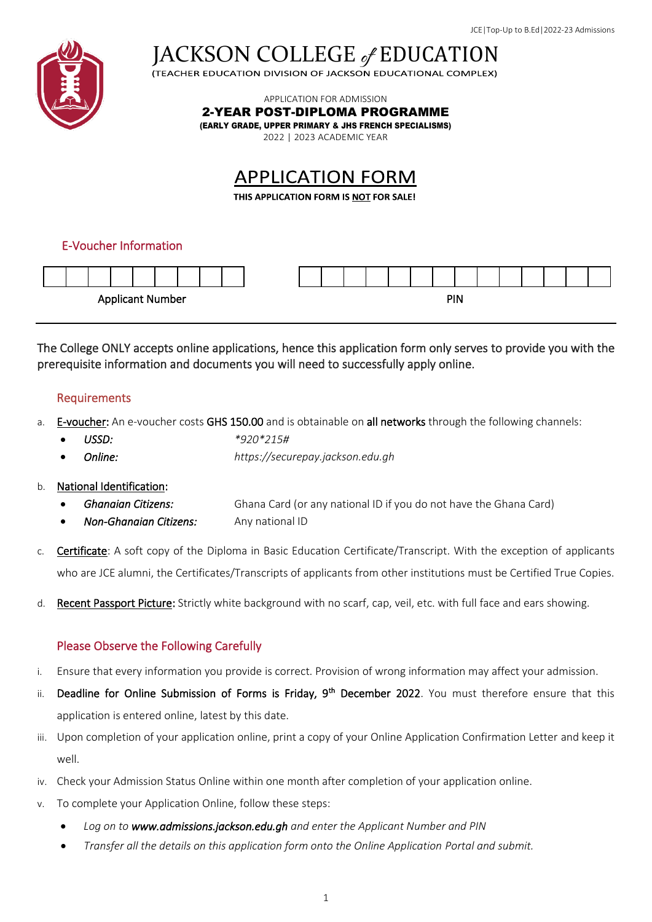# JACKSON COLLEGE of EDUCATION

(TEACHER EDUCATION DIVISION OF JACKSON EDUCATIONAL COMPLEX)

APPLICATION FOR ADMISSION

**2-YEAR POST-DIPLOMA PROGRAMME**

**(EARLY GRADE, UPPER PRIMARY & JHS FRENCH SPECIALISMS)**

2022 | 2023 ACADEMIC YEAR

## APPLICATION FORM

**THIS APPLICATION FORM IS NOT FOR SALE!**

### E-Voucher Information

| | | | | | | | | |
|---|---|---|---|---|---|---|---|---|
| | | | | | | | | |

Applicant Number

| | | | | | | | | | | | | | |
|---|---|---|---|---|---|---|---|---|---|---|---|---|---|
| | | | | | | | | | | | | | |

PIN

---

The College ONLY accepts online applications, hence this application form only serves to provide you with the prerequisite information and documents you will need to successfully apply online.

### Requirements

a. **E-voucher:** An e-voucher costs **GHS 150.00** and is obtainable on **all networks** through the following channels:
   - *USSD:* *\*920\*215#*
   - *Online:* *https://securepay.jackson.edu.gh*

b. **National Identification:**
   - *Ghanaian Citizens:* Ghana Card (or any national ID if you do not have the Ghana Card)
   - *Non-Ghanaian Citizens:* Any national ID

c. **Certificate**: A soft copy of the Diploma in Basic Education Certificate/Transcript. With the exception of applicants who are JCE alumni, the Certificates/Transcripts of applicants from other institutions must be Certified True Copies.

d. **Recent Passport Picture:** Strictly white background with no scarf, cap, veil, etc. with full face and ears showing.

### Please Observe the Following Carefully

i. Ensure that every information you provide is correct. Provision of wrong information may affect your admission.

ii. **Deadline for Online Submission of Forms is Friday, 9th December 2022**. You must therefore ensure that this application is entered online, latest by this date.

iii. Upon completion of your application online, print a copy of your Online Application Confirmation Letter and keep it well.

iv. Check your Admission Status Online within one month after completion of your application online.

v. To complete your Application Online, follow these steps:
   - *Log on to* ***www.admissions.jackson.edu.gh*** *and enter the Applicant Number and PIN*
   - *Transfer all the details on this application form onto the Online Application Portal and submit.*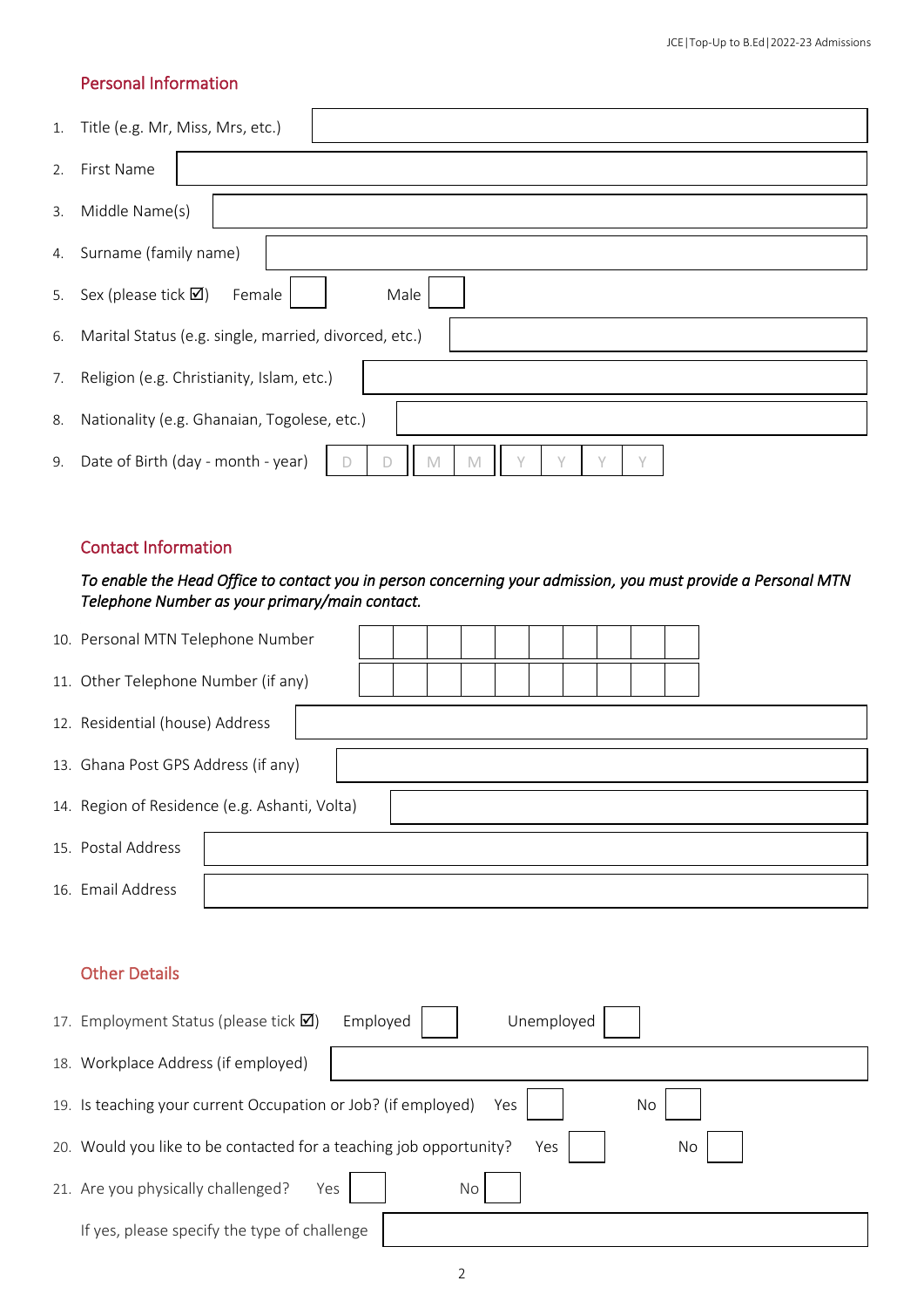## Personal Information

1. Title (e.g. Mr, Miss, Mrs, etc.) \_\_\_\_\_\_\_\_\_\_
2. First Name \_\_\_\_\_\_\_\_\_\_
3. Middle Name(s) \_\_\_\_\_\_\_\_\_\_
4. Surname (family name) \_\_\_\_\_\_\_\_\_\_
5. Sex (please tick ☑) Female ☐ Male ☐
6. Marital Status (e.g. single, married, divorced, etc.) \_\_\_\_\_\_\_\_\_\_
7. Religion (e.g. Christianity, Islam, etc.) \_\_\_\_\_\_\_\_\_\_
8. Nationality (e.g. Ghanaian, Togolese, etc.) \_\_\_\_\_\_\_\_\_\_
9. Date of Birth (day - month - year) D D | M M | Y Y Y Y

## Contact Information

*To enable the Head Office to contact you in person concerning your admission, you must provide a Personal MTN Telephone Number as your primary/main contact.*

10. Personal MTN Telephone Number ☐☐☐☐☐☐☐☐☐☐
11. Other Telephone Number (if any) ☐☐☐☐☐☐☐☐☐☐
12. Residential (house) Address \_\_\_\_\_\_\_\_\_\_
13. Ghana Post GPS Address (if any) \_\_\_\_\_\_\_\_\_\_
14. Region of Residence (e.g. Ashanti, Volta) \_\_\_\_\_\_\_\_\_\_
15. Postal Address \_\_\_\_\_\_\_\_\_\_
16. Email Address \_\_\_\_\_\_\_\_\_\_

## Other Details

17. Employment Status (please tick ☑) Employed ☐ Unemployed ☐
18. Workplace Address (if employed) \_\_\_\_\_\_\_\_\_\_
19. Is teaching your current Occupation or Job? (if employed) Yes ☐ No ☐
20. Would you like to be contacted for a teaching job opportunity? Yes ☐ No ☐
21. Are you physically challenged? Yes ☐ No ☐

    If yes, please specify the type of challenge \_\_\_\_\_\_\_\_\_\_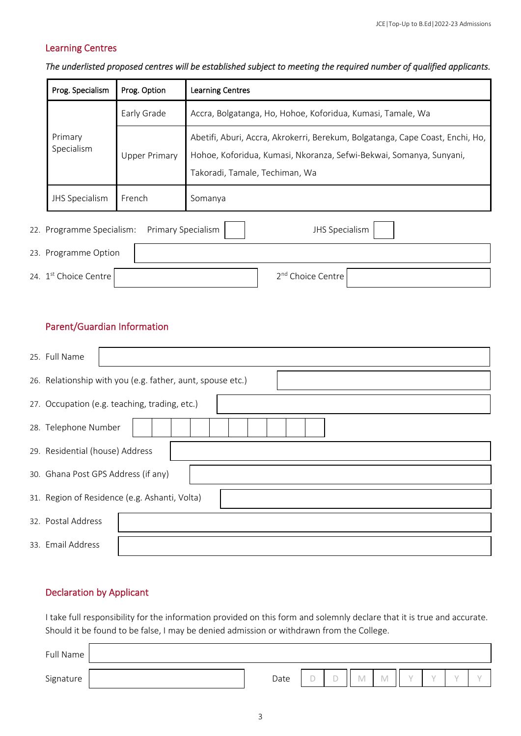## Learning Centres

*The underlisted proposed centres will be established subject to meeting the required number of qualified applicants.*

| Prog. Specialism | Prog. Option | Learning Centres |
|---|---|---|
| Primary Specialism | Early Grade | Accra, Bolgatanga, Ho, Hohoe, Koforidua, Kumasi, Tamale, Wa |
| | Upper Primary | Abetifi, Aburi, Accra, Akrokerri, Berekum, Bolgatanga, Cape Coast, Enchi, Ho, Hohoe, Koforidua, Kumasi, Nkoranza, Sefwi-Bekwai, Somanya, Sunyani, Takoradi, Tamale, Techiman, Wa |
| JHS Specialism | French | Somanya |

22. Programme Specialism: Primary Specialism [ ] JHS Specialism [ ]
23. Programme Option
24. 1st Choice Centre _______ 2nd Choice Centre _______

## Parent/Guardian Information

25. Full Name
26. Relationship with you (e.g. father, aunt, spouse etc.)
27. Occupation (e.g. teaching, trading, etc.)
28. Telephone Number
29. Residential (house) Address
30. Ghana Post GPS Address (if any)
31. Region of Residence (e.g. Ashanti, Volta)
32. Postal Address
33. Email Address

## Declaration by Applicant

I take full responsibility for the information provided on this form and solemnly declare that it is true and accurate. Should it be found to be false, I may be denied admission or withdrawn from the College.

Full Name

Signature _______ Date D D M M Y Y Y Y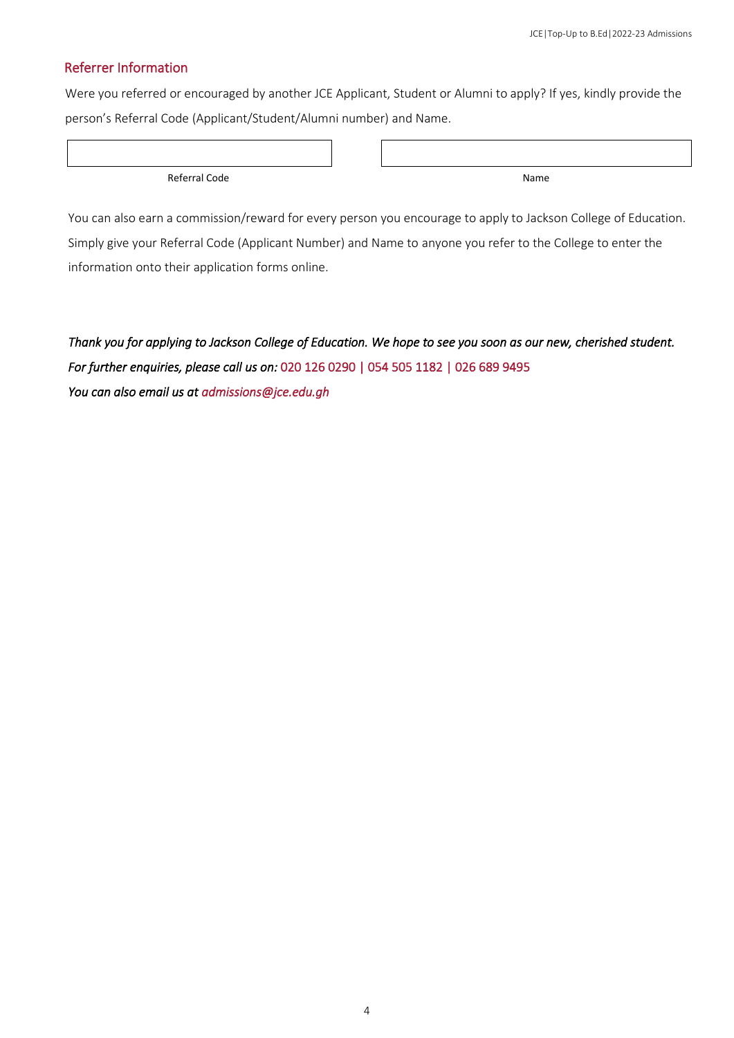## Referrer Information

Were you referred or encouraged by another JCE Applicant, Student or Alumni to apply? If yes, kindly provide the person's Referral Code (Applicant/Student/Alumni number) and Name.

| Referral Code | Name |
| --- | --- |
| | |

You can also earn a commission/reward for every person you encourage to apply to Jackson College of Education. Simply give your Referral Code (Applicant Number) and Name to anyone you refer to the College to enter the information onto their application forms online.

*Thank you for applying to Jackson College of Education. We hope to see you soon as our new, cherished student.*
*For further enquiries, please call us on:* 020 126 0290 | 054 505 1182 | 026 689 9495
*You can also email us at admissions@jce.edu.gh*